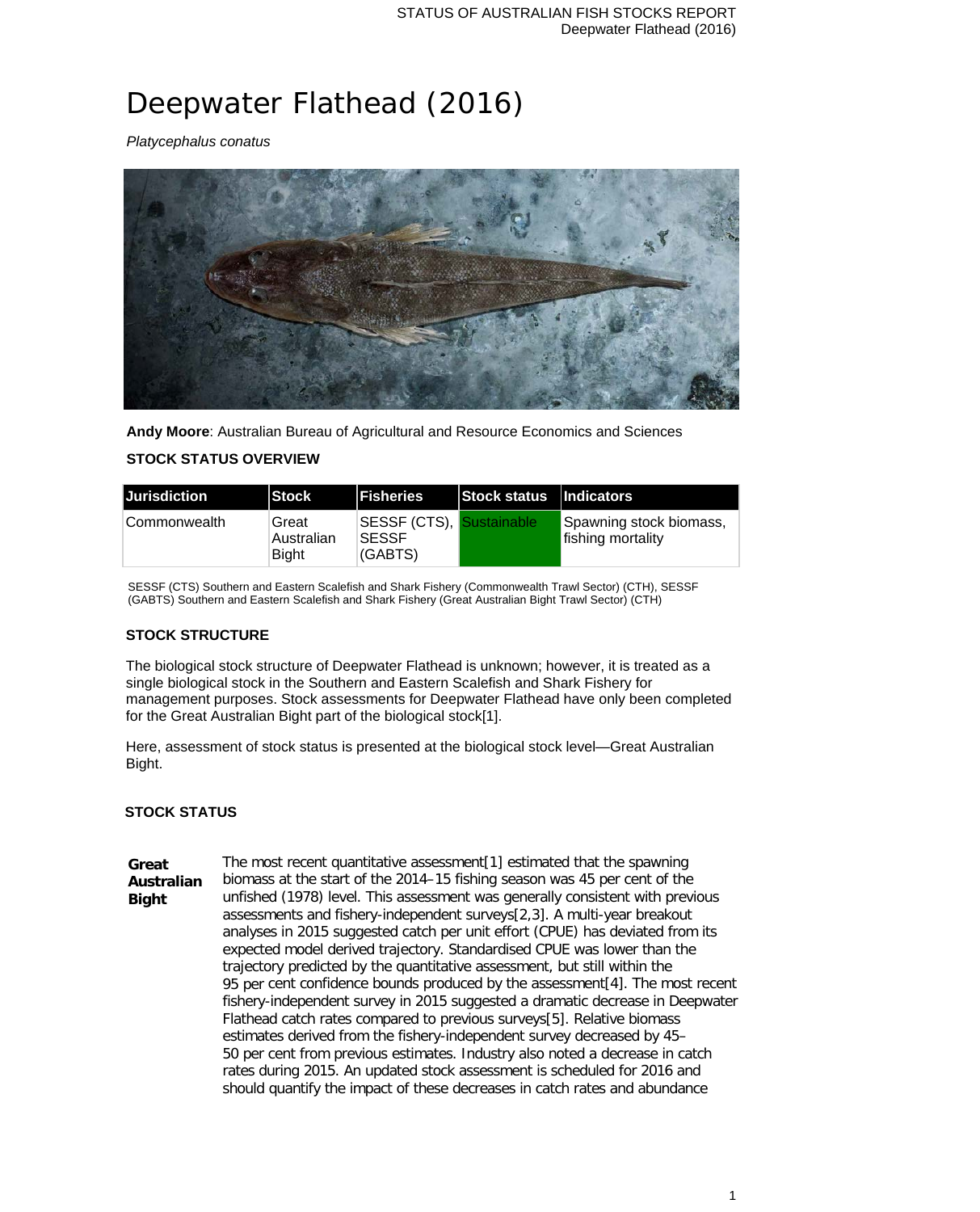# Deepwater Flathead (2016)

*Platycephalus conatus*

**Andy Moore**: Australian Bureau of Agricultural and Resource Economics and Sciences

### STOCK STATUS OVERVIEW

| Jurisdiction | Stock | Fisheries | Stock status | Indicators |
|---|---|---|---|---|
| Commonwealth | Great Australian Bight | SESSF (CTS), SESSF (GABTS) | Sustainable | Spawning stock biomass, fishing mortality |

SESSF (CTS) Southern and Eastern Scalefish and Shark Fishery (Commonwealth Trawl Sector) (CTH), SESSF (GABTS) Southern and Eastern Scalefish and Shark Fishery (Great Australian Bight Trawl Sector) (CTH)

### STOCK STRUCTURE

The biological stock structure of Deepwater Flathead is unknown; however, it is treated as a single biological stock in the Southern and Eastern Scalefish and Shark Fishery for management purposes. Stock assessments for Deepwater Flathead have only been completed for the Great Australian Bight part of the biological stock[1].

Here, assessment of stock status is presented at the biological stock level—Great Australian Bight.

### STOCK STATUS

**Great Australian Bight**

The most recent quantitative assessment[1] estimated that the spawning biomass at the start of the 2014–15 fishing season was 45 per cent of the unfished (1978) level. This assessment was generally consistent with previous assessments and fishery-independent surveys[2,3]. A multi-year breakout analyses in 2015 suggested catch per unit effort (CPUE) has deviated from its expected model derived trajectory. Standardised CPUE was lower than the trajectory predicted by the quantitative assessment, but still within the 95 per cent confidence bounds produced by the assessment[4]. The most recent fishery-independent survey in 2015 suggested a dramatic decrease in Deepwater Flathead catch rates compared to previous surveys[5]. Relative biomass estimates derived from the fishery-independent survey decreased by 45–50 per cent from previous estimates. Industry also noted a decrease in catch rates during 2015. An updated stock assessment is scheduled for 2016 and should quantify the impact of these decreases in catch rates and abundance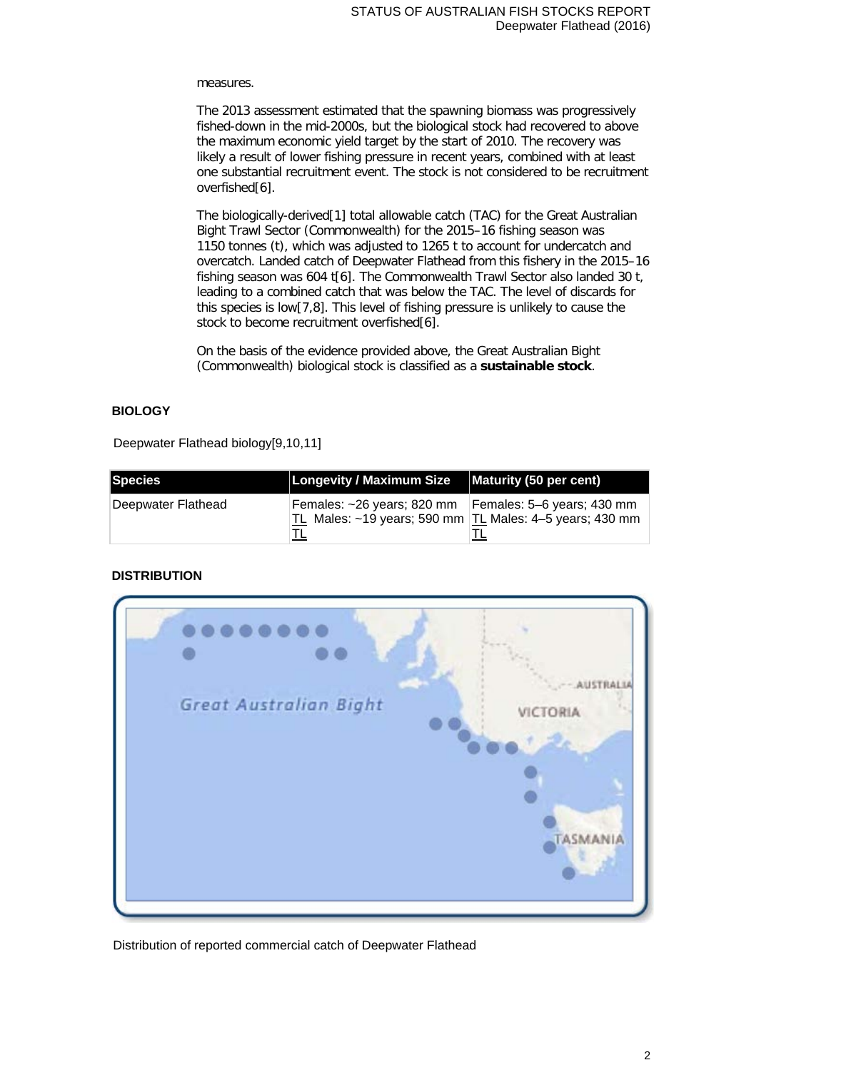measures.

The 2013 assessment estimated that the spawning biomass was progressively fished-down in the mid-2000s, but the biological stock had recovered to above the maximum economic yield target by the start of 2010. The recovery was likely a result of lower fishing pressure in recent years, combined with at least one substantial recruitment event. The stock is not considered to be recruitment overfished[6].

The biologically-derived[1] total allowable catch (TAC) for the Great Australian Bight Trawl Sector (Commonwealth) for the 2015–16 fishing season was 1150 tonnes (t), which was adjusted to 1265 t to account for undercatch and overcatch. Landed catch of Deepwater Flathead from this fishery in the 2015–16 fishing season was 604 t[6]. The Commonwealth Trawl Sector also landed 30 t, leading to a combined catch that was below the TAC. The level of discards for this species is low[7,8]. This level of fishing pressure is unlikely to cause the stock to become recruitment overfished[6].

On the basis of the evidence provided above, the Great Australian Bight (Commonwealth) biological stock is classified as a **sustainable stock**.

## BIOLOGY

Deepwater Flathead biology[9,10,11]

| Species | Longevity / Maximum Size | Maturity (50 per cent) |
|---|---|---|
| Deepwater Flathead | Females: ~26 years; 820 mm TL Males: ~19 years; 590 mm TL | Females: 5–6 years; 430 mm TL Males: 4–5 years; 430 mm TL |

## DISTRIBUTION

Distribution of reported commercial catch of Deepwater Flathead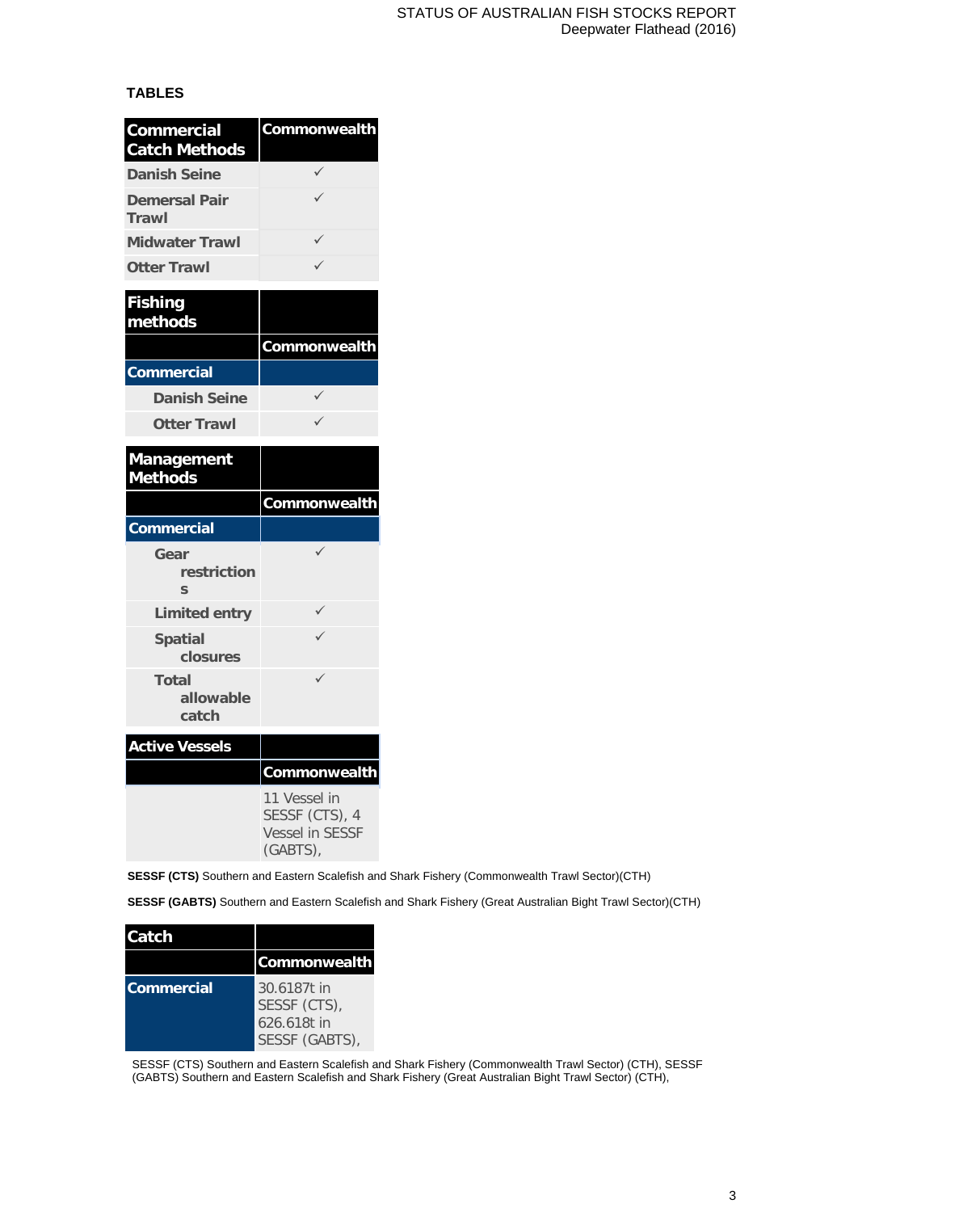**TABLES**

| Commercial Catch Methods | Commonwealth |
|---|---|
| Danish Seine | ✓ |
| Demersal Pair Trawl | ✓ |
| Midwater Trawl | ✓ |
| Otter Trawl | ✓ |

| Fishing methods | |
|---|---|
| | Commonwealth |
| Commercial | |
| Danish Seine | ✓ |
| Otter Trawl | ✓ |

| Management Methods | |
|---|---|
| | Commonwealth |
| Commercial | |
| Gear restrictions | ✓ |
| Limited entry | ✓ |
| Spatial closures | ✓ |
| Total allowable catch | ✓ |

| Active Vessels | |
|---|---|
| | Commonwealth |
| | 11 Vessel in SESSF (CTS), 4 Vessel in SESSF (GABTS), |

**SESSF (CTS)** Southern and Eastern Scalefish and Shark Fishery (Commonwealth Trawl Sector)(CTH)

**SESSF (GABTS)** Southern and Eastern Scalefish and Shark Fishery (Great Australian Bight Trawl Sector)(CTH)

| Catch | |
|---|---|
| | Commonwealth |
| Commercial | 30.6187t in SESSF (CTS), 626.618t in SESSF (GABTS), |

SESSF (CTS) Southern and Eastern Scalefish and Shark Fishery (Commonwealth Trawl Sector) (CTH), SESSF (GABTS) Southern and Eastern Scalefish and Shark Fishery (Great Australian Bight Trawl Sector) (CTH),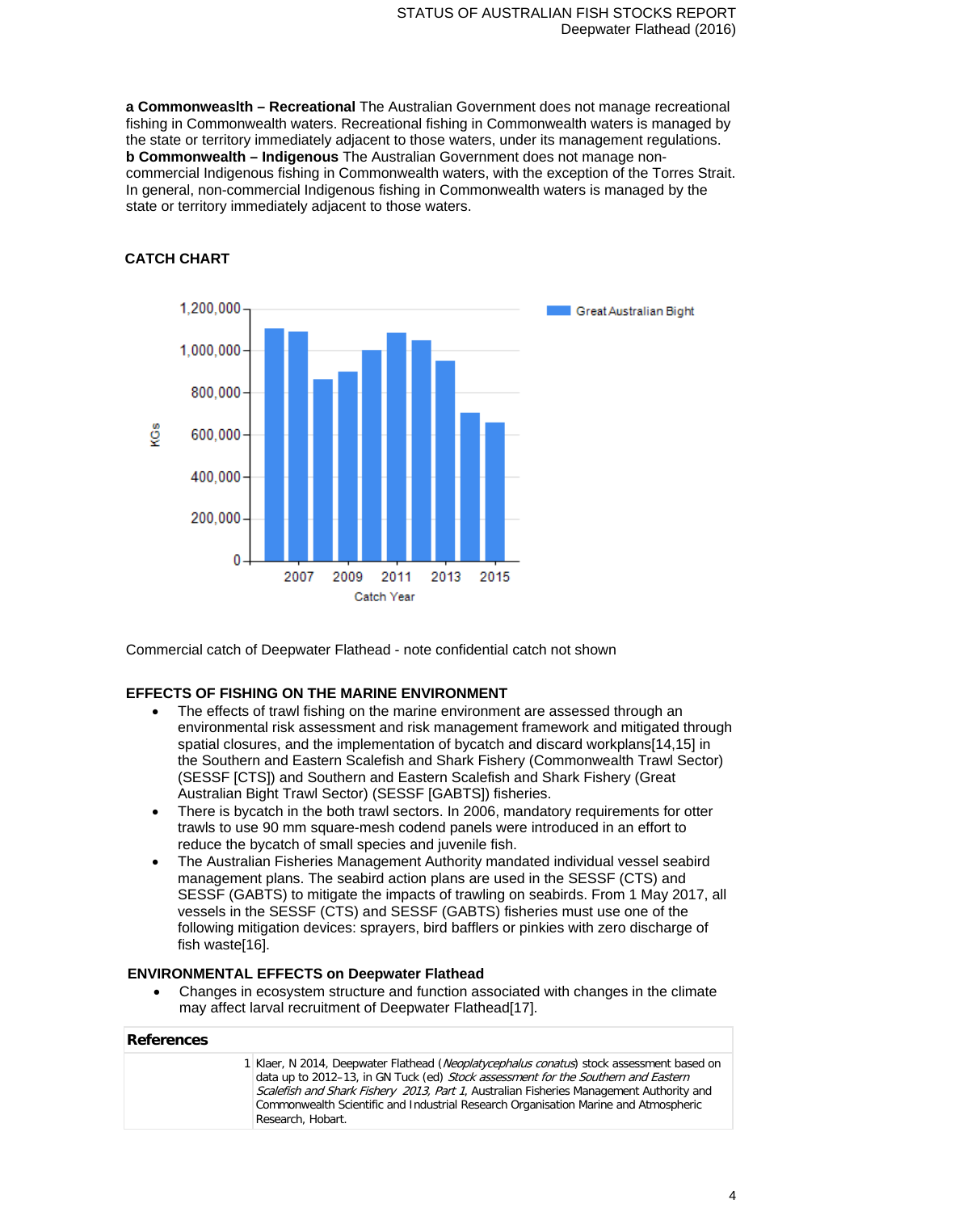**a Commonweaslth – Recreational** The Australian Government does not manage recreational fishing in Commonwealth waters. Recreational fishing in Commonwealth waters is managed by the state or territory immediately adjacent to those waters, under its management regulations.
**b Commonwealth – Indigenous** The Australian Government does not manage non-commercial Indigenous fishing in Commonwealth waters, with the exception of the Torres Strait. In general, non-commercial Indigenous fishing in Commonwealth waters is managed by the state or territory immediately adjacent to those waters.

## CATCH CHART

Commercial catch of Deepwater Flathead - note confidential catch not shown

## EFFECTS OF FISHING ON THE MARINE ENVIRONMENT

- The effects of trawl fishing on the marine environment are assessed through an environmental risk assessment and risk management framework and mitigated through spatial closures, and the implementation of bycatch and discard workplans[14,15] in the Southern and Eastern Scalefish and Shark Fishery (Commonwealth Trawl Sector) (SESSF [CTS]) and Southern and Eastern Scalefish and Shark Fishery (Great Australian Bight Trawl Sector) (SESSF [GABTS]) fisheries.
- There is bycatch in the both trawl sectors. In 2006, mandatory requirements for otter trawls to use 90 mm square-mesh codend panels were introduced in an effort to reduce the bycatch of small species and juvenile fish.
- The Australian Fisheries Management Authority mandated individual vessel seabird management plans. The seabird action plans are used in the SESSF (CTS) and SESSF (GABTS) to mitigate the impacts of trawling on seabirds. From 1 May 2017, all vessels in the SESSF (CTS) and SESSF (GABTS) fisheries must use one of the following mitigation devices: sprayers, bird bafflers or pinkies with zero discharge of fish waste[16].

## ENVIRONMENTAL EFFECTS on Deepwater Flathead

- Changes in ecosystem structure and function associated with changes in the climate may affect larval recruitment of Deepwater Flathead[17].

## References

| | |
|---|---|
| 1 | Klaer, N 2014, Deepwater Flathead (*Neoplatycephalus conatus*) stock assessment based on data up to 2012–13, in GN Tuck (ed) *Stock assessment for the Southern and Eastern Scalefish and Shark Fishery 2013, Part 1*, Australian Fisheries Management Authority and Commonwealth Scientific and Industrial Research Organisation Marine and Atmospheric Research, Hobart. |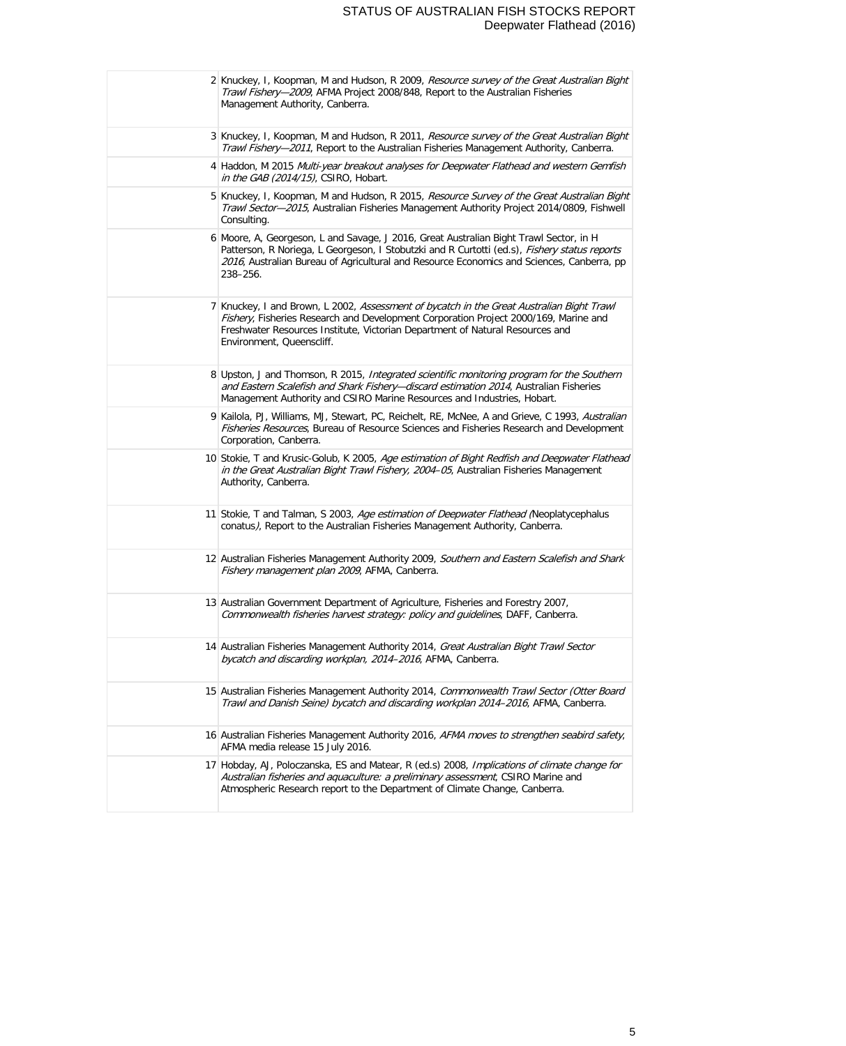| | | |
|---|---|---|
| | 2 | Knuckey, I, Koopman, M and Hudson, R 2009, *Resource survey of the Great Australian Bight Trawl Fishery—2009*, AFMA Project 2008/848, Report to the Australian Fisheries Management Authority, Canberra. |
| | 3 | Knuckey, I, Koopman, M and Hudson, R 2011, *Resource survey of the Great Australian Bight Trawl Fishery—2011*, Report to the Australian Fisheries Management Authority, Canberra. |
| | 4 | Haddon, M 2015 *Multi-year breakout analyses for Deepwater Flathead and western Gemfish in the GAB (2014/15)*, CSIRO, Hobart. |
| | 5 | Knuckey, I, Koopman, M and Hudson, R 2015, *Resource Survey of the Great Australian Bight Trawl Sector—2015*, Australian Fisheries Management Authority Project 2014/0809, Fishwell Consulting. |
| | 6 | Moore, A, Georgeson, L and Savage, J 2016, Great Australian Bight Trawl Sector, in H Patterson, R Noriega, L Georgeson, I Stobutzki and R Curtotti (ed.s), *Fishery status reports 2016*, Australian Bureau of Agricultural and Resource Economics and Sciences, Canberra, pp 238–256. |
| | 7 | Knuckey, I and Brown, L 2002, *Assessment of bycatch in the Great Australian Bight Trawl Fishery*, Fisheries Research and Development Corporation Project 2000/169, Marine and Freshwater Resources Institute, Victorian Department of Natural Resources and Environment, Queenscliff. |
| | 8 | Upston, J and Thomson, R 2015, *Integrated scientific monitoring program for the Southern and Eastern Scalefish and Shark Fishery—discard estimation 2014*, Australian Fisheries Management Authority and CSIRO Marine Resources and Industries, Hobart. |
| | 9 | Kailola, PJ, Williams, MJ, Stewart, PC, Reichelt, RE, McNee, A and Grieve, C 1993, *Australian Fisheries Resources*, Bureau of Resource Sciences and Fisheries Research and Development Corporation, Canberra. |
| | 10 | Stokie, T and Krusic-Golub, K 2005, *Age estimation of Bight Redfish and Deepwater Flathead in the Great Australian Bight Trawl Fishery, 2004–05*, Australian Fisheries Management Authority, Canberra. |
| | 11 | Stokie, T and Talman, S 2003, *Age estimation of Deepwater Flathead (*Neoplatycephalus conatus*)*, Report to the Australian Fisheries Management Authority, Canberra. |
| | 12 | Australian Fisheries Management Authority 2009, *Southern and Eastern Scalefish and Shark Fishery management plan 2009*, AFMA, Canberra. |
| | 13 | Australian Government Department of Agriculture, Fisheries and Forestry 2007, *Commonwealth fisheries harvest strategy: policy and guidelines*, DAFF, Canberra. |
| | 14 | Australian Fisheries Management Authority 2014, *Great Australian Bight Trawl Sector bycatch and discarding workplan, 2014–2016*, AFMA, Canberra. |
| | 15 | Australian Fisheries Management Authority 2014, *Commonwealth Trawl Sector (Otter Board Trawl and Danish Seine) bycatch and discarding workplan 2014–2016*, AFMA, Canberra. |
| | 16 | Australian Fisheries Management Authority 2016, *AFMA moves to strengthen seabird safety*, AFMA media release 15 July 2016. |
| | 17 | Hobday, AJ, Poloczanska, ES and Matear, R (ed.s) 2008, *Implications of climate change for Australian fisheries and aquaculture: a preliminary assessment*, CSIRO Marine and Atmospheric Research report to the Department of Climate Change, Canberra. |